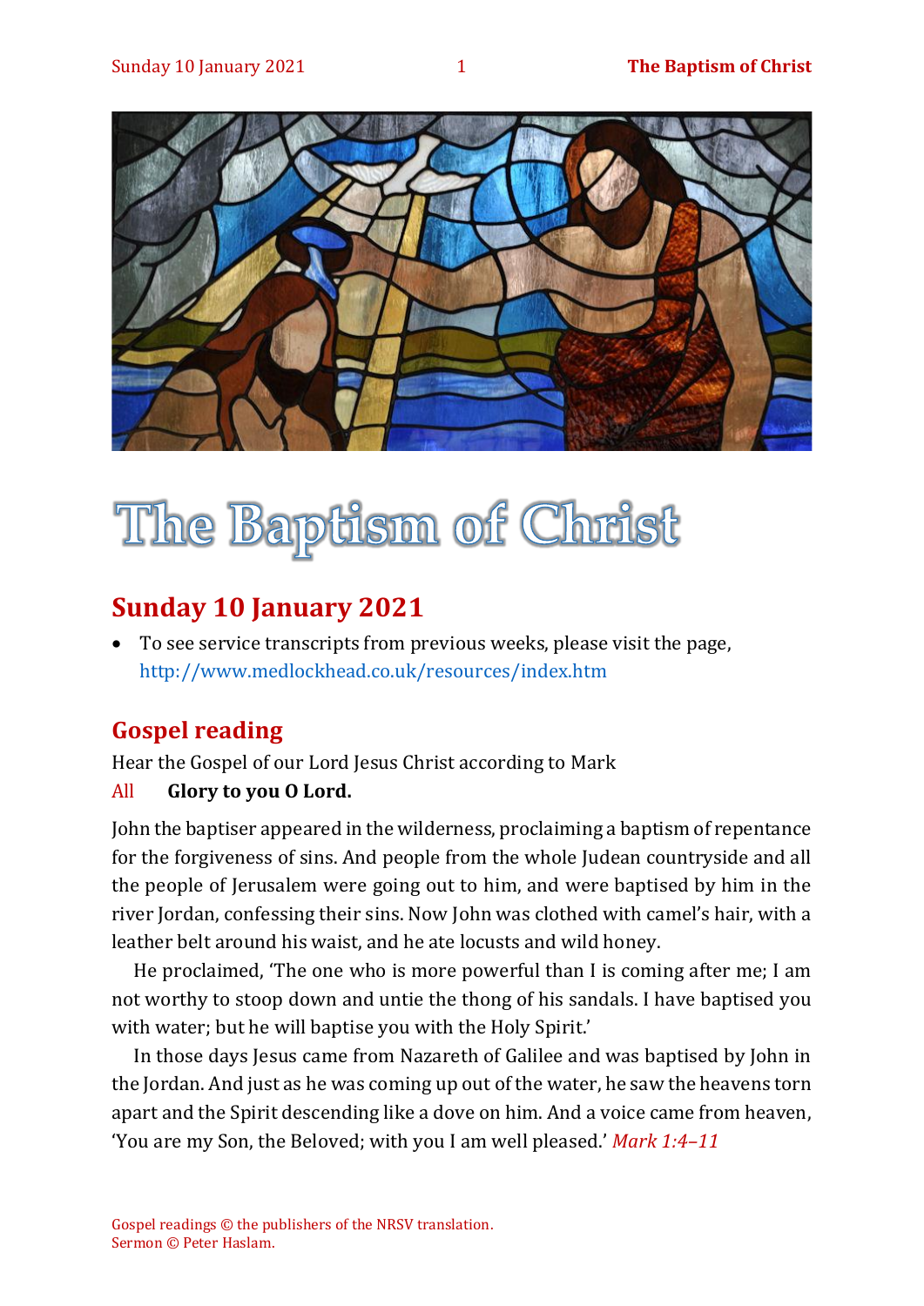# The Baptism of Christ

## Sunday 10 January 2021

- To see service transcripts from previous weeks, please visit the page, http://www.medlockhead.co.uk/resources/index.htm

## Gospel reading

Hear the Gospel of our Lord Jesus Christ according to Mark

All **Glory to you O Lord.**

John the baptiser appeared in the wilderness, proclaiming a baptism of repentance for the forgiveness of sins. And people from the whole Judean countryside and all the people of Jerusalem were going out to him, and were baptised by him in the river Jordan, confessing their sins. Now John was clothed with camel's hair, with a leather belt around his waist, and he ate locusts and wild honey.

He proclaimed, 'The one who is more powerful than I is coming after me; I am not worthy to stoop down and untie the thong of his sandals. I have baptised you with water; but he will baptise you with the Holy Spirit.'

In those days Jesus came from Nazareth of Galilee and was baptised by John in the Jordan. And just as he was coming up out of the water, he saw the heavens torn apart and the Spirit descending like a dove on him. And a voice came from heaven, 'You are my Son, the Beloved; with you I am well pleased.' *Mark 1:4–11*

Gospel readings © the publishers of the NRSV translation.
Sermon © Peter Haslam.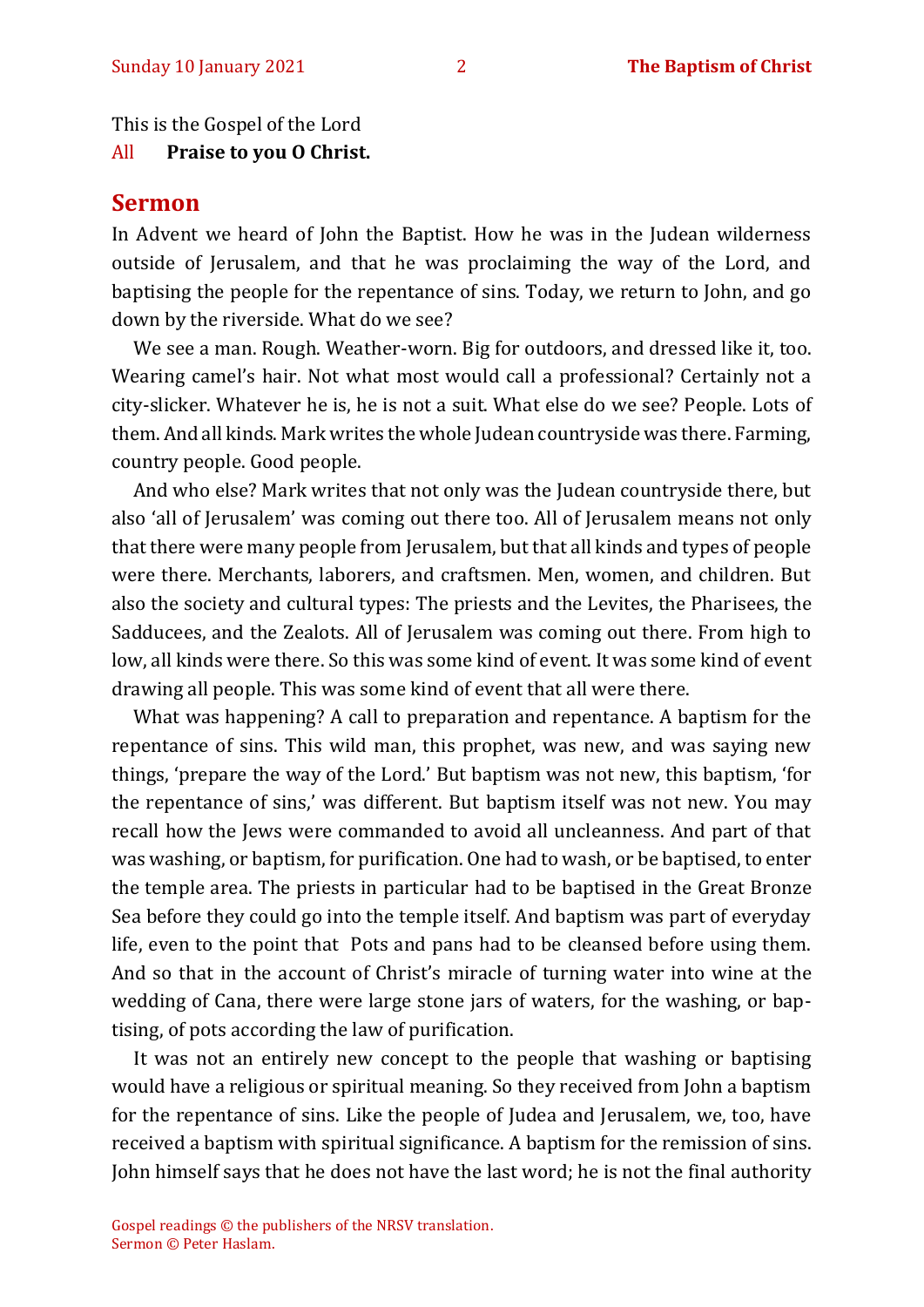This is the Gospel of the Lord

All **Praise to you O Christ.**

## Sermon

In Advent we heard of John the Baptist. How he was in the Judean wilderness outside of Jerusalem, and that he was proclaiming the way of the Lord, and baptising the people for the repentance of sins. Today, we return to John, and go down by the riverside. What do we see?

We see a man. Rough. Weather-worn. Big for outdoors, and dressed like it, too. Wearing camel's hair. Not what most would call a professional? Certainly not a city-slicker. Whatever he is, he is not a suit. What else do we see? People. Lots of them. And all kinds. Mark writes the whole Judean countryside was there. Farming, country people. Good people.

And who else? Mark writes that not only was the Judean countryside there, but also 'all of Jerusalem' was coming out there too. All of Jerusalem means not only that there were many people from Jerusalem, but that all kinds and types of people were there. Merchants, laborers, and craftsmen. Men, women, and children. But also the society and cultural types: The priests and the Levites, the Pharisees, the Sadducees, and the Zealots. All of Jerusalem was coming out there. From high to low, all kinds were there. So this was some kind of event. It was some kind of event drawing all people. This was some kind of event that all were there.

What was happening? A call to preparation and repentance. A baptism for the repentance of sins. This wild man, this prophet, was new, and was saying new things, 'prepare the way of the Lord.' But baptism was not new, this baptism, 'for the repentance of sins,' was different. But baptism itself was not new. You may recall how the Jews were commanded to avoid all uncleanness. And part of that was washing, or baptism, for purification. One had to wash, or be baptised, to enter the temple area. The priests in particular had to be baptised in the Great Bronze Sea before they could go into the temple itself. And baptism was part of everyday life, even to the point that Pots and pans had to be cleansed before using them. And so that in the account of Christ's miracle of turning water into wine at the wedding of Cana, there were large stone jars of waters, for the washing, or baptising, of pots according the law of purification.

It was not an entirely new concept to the people that washing or baptising would have a religious or spiritual meaning. So they received from John a baptism for the repentance of sins. Like the people of Judea and Jerusalem, we, too, have received a baptism with spiritual significance. A baptism for the remission of sins. John himself says that he does not have the last word; he is not the final authority

Gospel readings © the publishers of the NRSV translation.
Sermon © Peter Haslam.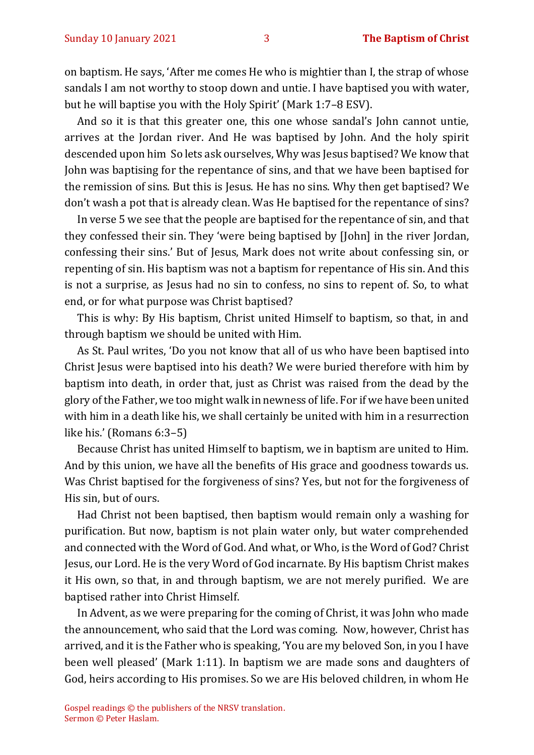on baptism. He says, 'After me comes He who is mightier than I, the strap of whose sandals I am not worthy to stoop down and untie. I have baptised you with water, but he will baptise you with the Holy Spirit' (Mark 1:7–8 ESV).

And so it is that this greater one, this one whose sandal's John cannot untie, arrives at the Jordan river. And He was baptised by John. And the holy spirit descended upon him So lets ask ourselves, Why was Jesus baptised? We know that John was baptising for the repentance of sins, and that we have been baptised for the remission of sins. But this is Jesus. He has no sins. Why then get baptised? We don't wash a pot that is already clean. Was He baptised for the repentance of sins?

In verse 5 we see that the people are baptised for the repentance of sin, and that they confessed their sin. They 'were being baptised by [John] in the river Jordan, confessing their sins.' But of Jesus, Mark does not write about confessing sin, or repenting of sin. His baptism was not a baptism for repentance of His sin. And this is not a surprise, as Jesus had no sin to confess, no sins to repent of. So, to what end, or for what purpose was Christ baptised?

This is why: By His baptism, Christ united Himself to baptism, so that, in and through baptism we should be united with Him.

As St. Paul writes, 'Do you not know that all of us who have been baptised into Christ Jesus were baptised into his death? We were buried therefore with him by baptism into death, in order that, just as Christ was raised from the dead by the glory of the Father, we too might walk in newness of life. For if we have been united with him in a death like his, we shall certainly be united with him in a resurrection like his.' (Romans 6:3–5)

Because Christ has united Himself to baptism, we in baptism are united to Him. And by this union, we have all the benefits of His grace and goodness towards us. Was Christ baptised for the forgiveness of sins? Yes, but not for the forgiveness of His sin, but of ours.

Had Christ not been baptised, then baptism would remain only a washing for purification. But now, baptism is not plain water only, but water comprehended and connected with the Word of God. And what, or Who, is the Word of God? Christ Jesus, our Lord. He is the very Word of God incarnate. By His baptism Christ makes it His own, so that, in and through baptism, we are not merely purified. We are baptised rather into Christ Himself.

In Advent, as we were preparing for the coming of Christ, it was John who made the announcement, who said that the Lord was coming. Now, however, Christ has arrived, and it is the Father who is speaking, 'You are my beloved Son, in you I have been well pleased' (Mark 1:11). In baptism we are made sons and daughters of God, heirs according to His promises. So we are His beloved children, in whom He

Gospel readings © the publishers of the NRSV translation.
Sermon © Peter Haslam.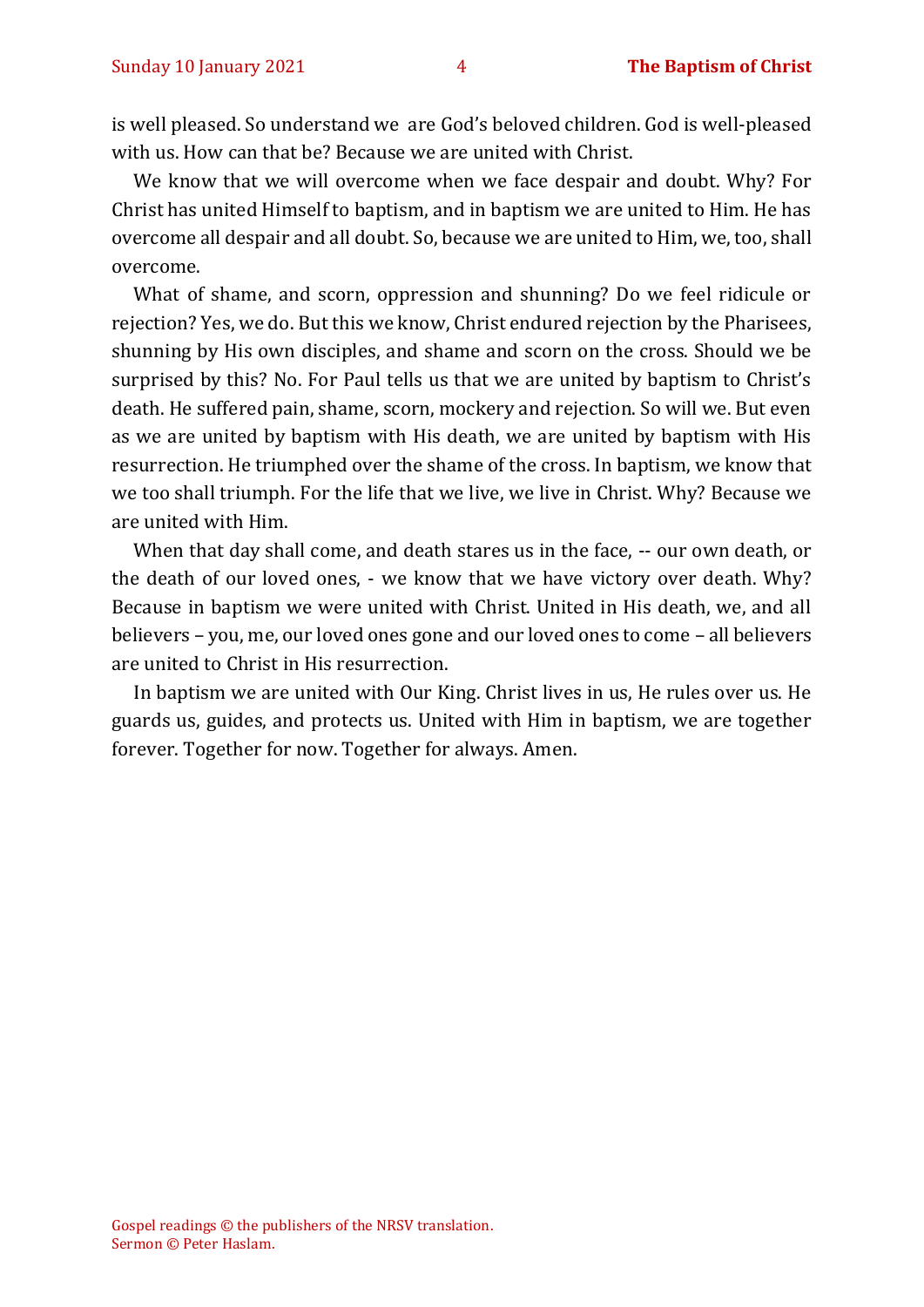is well pleased. So understand we are God's beloved children. God is well-pleased with us. How can that be? Because we are united with Christ.

We know that we will overcome when we face despair and doubt. Why? For Christ has united Himself to baptism, and in baptism we are united to Him. He has overcome all despair and all doubt. So, because we are united to Him, we, too, shall overcome.

What of shame, and scorn, oppression and shunning? Do we feel ridicule or rejection? Yes, we do. But this we know, Christ endured rejection by the Pharisees, shunning by His own disciples, and shame and scorn on the cross. Should we be surprised by this? No. For Paul tells us that we are united by baptism to Christ's death. He suffered pain, shame, scorn, mockery and rejection. So will we. But even as we are united by baptism with His death, we are united by baptism with His resurrection. He triumphed over the shame of the cross. In baptism, we know that we too shall triumph. For the life that we live, we live in Christ. Why? Because we are united with Him.

When that day shall come, and death stares us in the face, -- our own death, or the death of our loved ones, - we know that we have victory over death. Why? Because in baptism we were united with Christ. United in His death, we, and all believers – you, me, our loved ones gone and our loved ones to come – all believers are united to Christ in His resurrection.

In baptism we are united with Our King. Christ lives in us, He rules over us. He guards us, guides, and protects us. United with Him in baptism, we are together forever. Together for now. Together for always. Amen.

Gospel readings © the publishers of the NRSV translation.
Sermon © Peter Haslam.